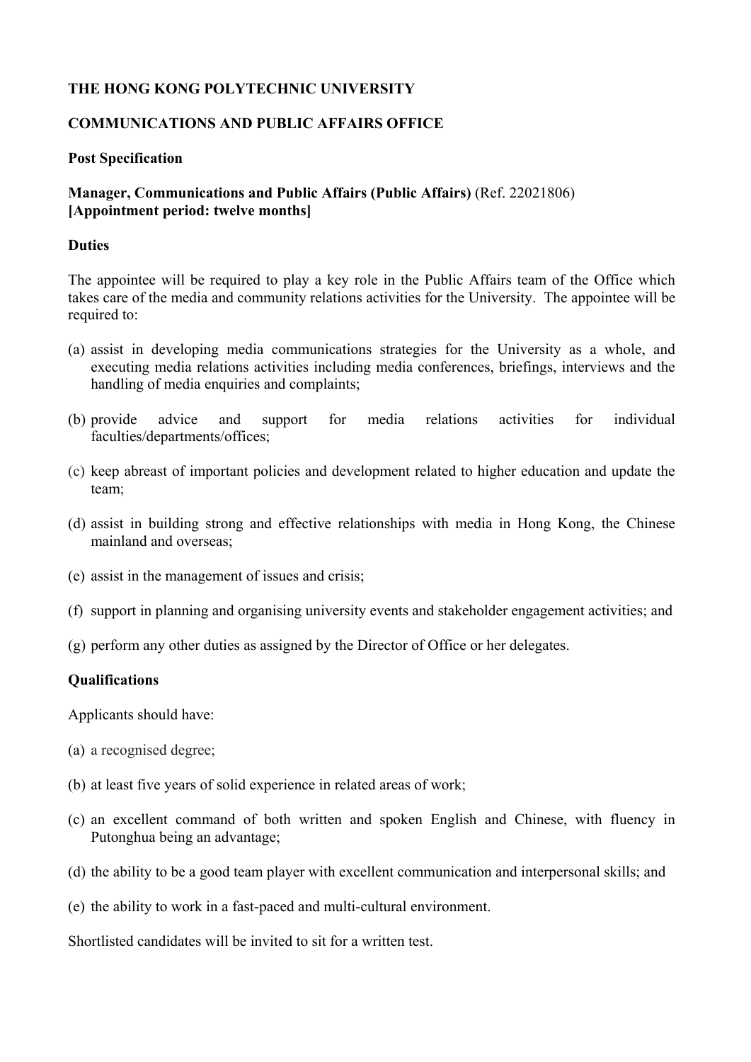**THE HONG KONG POLYTECHNIC UNIVERSITY**

**COMMUNICATIONS AND PUBLIC AFFAIRS OFFICE**

**Post Specification**

**Manager, Communications and Public Affairs (Public Affairs)** (Ref. 22021806)
**[Appointment period: twelve months]**

**Duties**

The appointee will be required to play a key role in the Public Affairs team of the Office which takes care of the media and community relations activities for the University. The appointee will be required to:

(a) assist in developing media communications strategies for the University as a whole, and executing media relations activities including media conferences, briefings, interviews and the handling of media enquiries and complaints;

(b) provide advice and support for media relations activities for individual faculties/departments/offices;

(c) keep abreast of important policies and development related to higher education and update the team;

(d) assist in building strong and effective relationships with media in Hong Kong, the Chinese mainland and overseas;

(e) assist in the management of issues and crisis;

(f) support in planning and organising university events and stakeholder engagement activities; and

(g) perform any other duties as assigned by the Director of Office or her delegates.

**Qualifications**

Applicants should have:

(a) a recognised degree;

(b) at least five years of solid experience in related areas of work;

(c) an excellent command of both written and spoken English and Chinese, with fluency in Putonghua being an advantage;

(d) the ability to be a good team player with excellent communication and interpersonal skills; and

(e) the ability to work in a fast-paced and multi-cultural environment.

Shortlisted candidates will be invited to sit for a written test.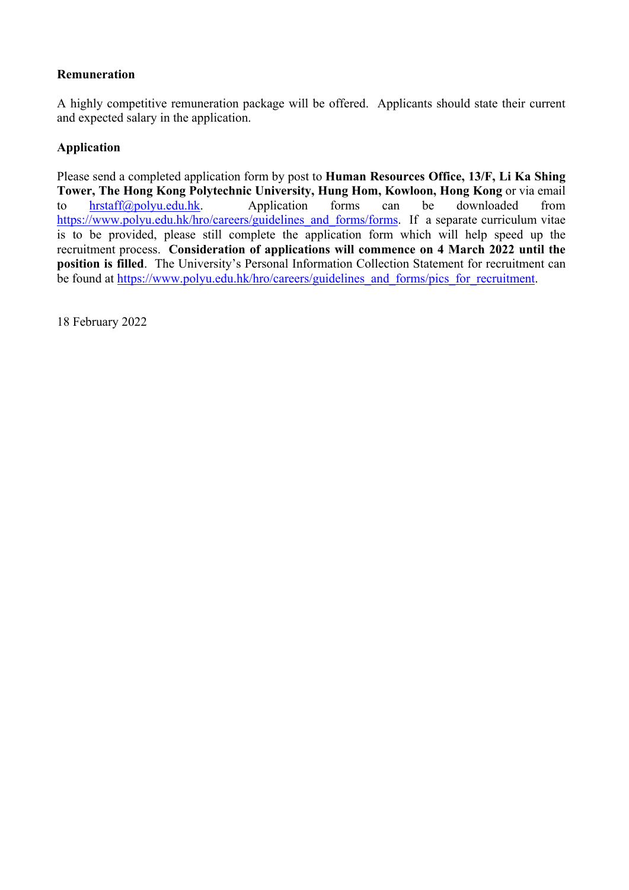**Remuneration**

A highly competitive remuneration package will be offered. Applicants should state their current and expected salary in the application.

**Application**

Please send a completed application form by post to **Human Resources Office, 13/F, Li Ka Shing Tower, The Hong Kong Polytechnic University, Hung Hom, Kowloon, Hong Kong** or via email to hrstaff@polyu.edu.hk. Application forms can be downloaded from https://www.polyu.edu.hk/hro/careers/guidelines_and_forms/forms. If a separate curriculum vitae is to be provided, please still complete the application form which will help speed up the recruitment process. **Consideration of applications will commence on 4 March 2022 until the position is filled**. The University's Personal Information Collection Statement for recruitment can be found at https://www.polyu.edu.hk/hro/careers/guidelines_and_forms/pics_for_recruitment.

18 February 2022